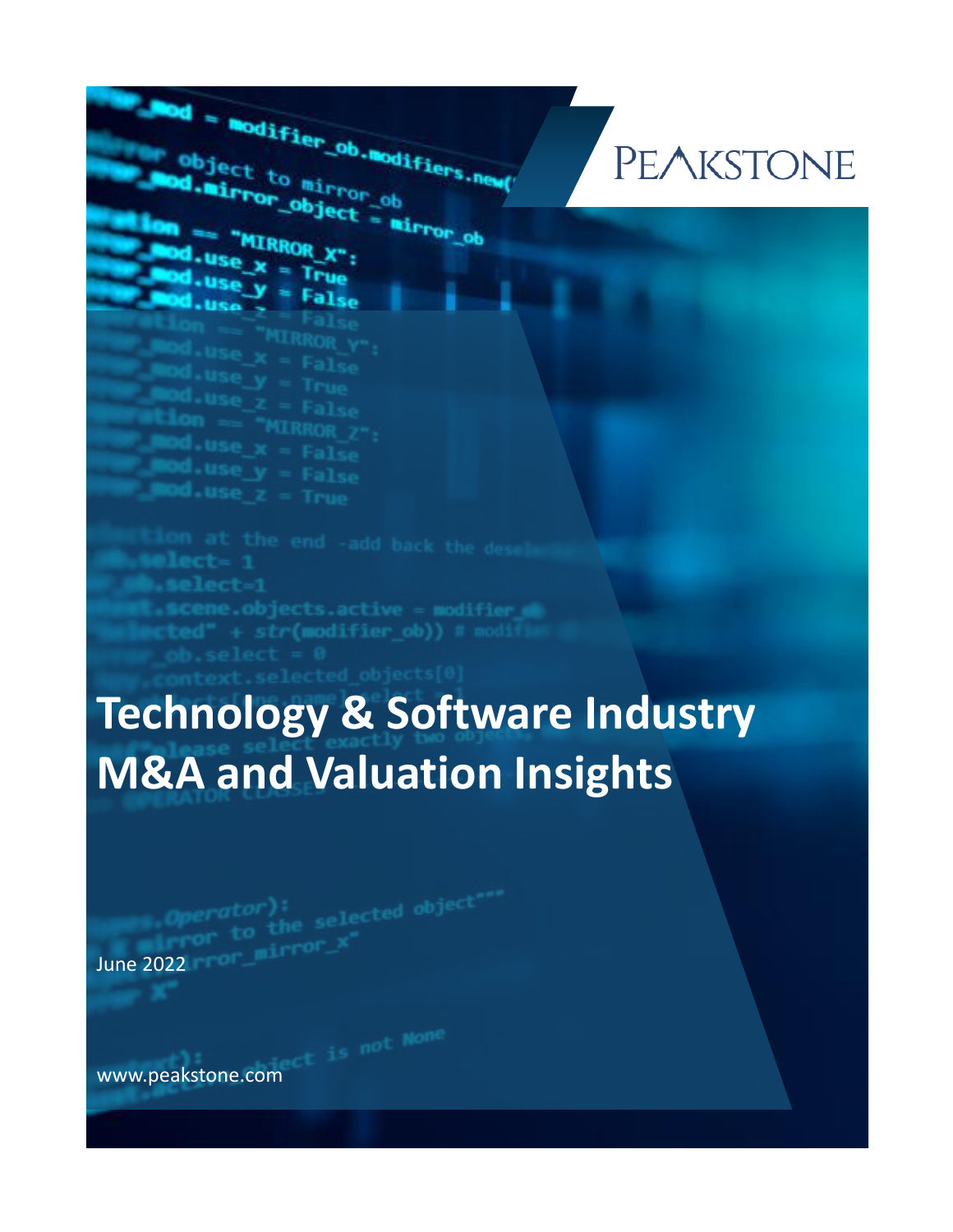PEAKSTONE

# Technology & Software Industry M&A and Valuation Insights

June 2022

www.peakstone.com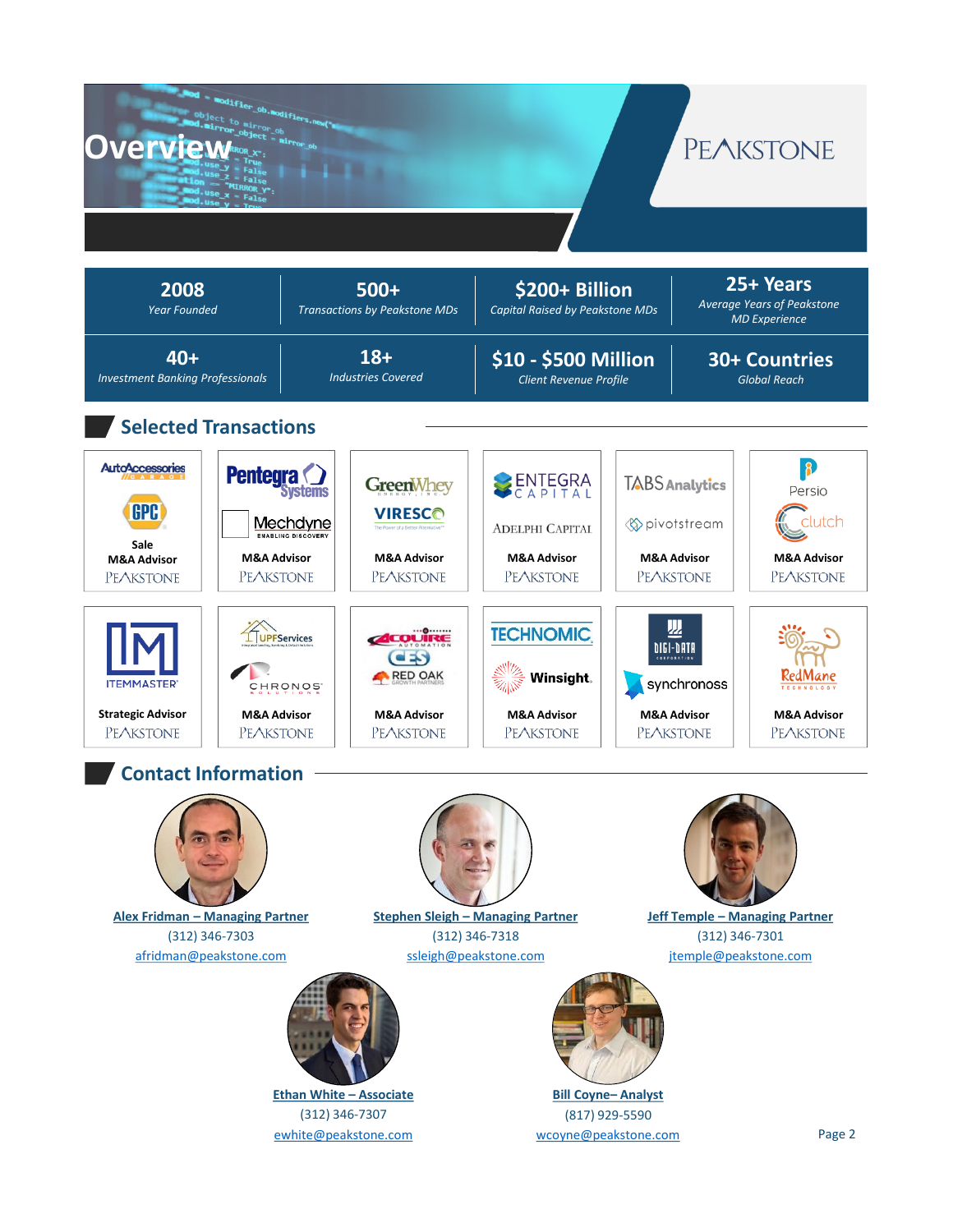# Overview

PEAKSTONE

| 2008 | 500+ | $200+ Billion | 25+ Years |
|---|---|---|---|
| *Year Founded* | *Transactions by Peakstone MDs* | *Capital Raised by Peakstone MDs* | *Average Years of Peakstone MD Experience* |
| **40+** | **18+** | **$10 - $500 Million** | **30+ Countries** |
| *Investment Banking Professionals* | *Industries Covered* | *Client Revenue Profile* | *Global Reach* |

## Selected Transactions

| Transaction | Role |
|---|---|
| AutoAccessories Garage / GPC | Sale – M&A Advisor – Peakstone |
| Pentegra Systems / Mechdyne | M&A Advisor – Peakstone |
| GreenWhey Energy, Inc. / VIRESCO | M&A Advisor – Peakstone |
| Entegra Capital / Adelphi Capital | M&A Advisor – Peakstone |
| TABS Analytics / pivotstream | M&A Advisor – Peakstone |
| Persio / clutch | M&A Advisor – Peakstone |
| ITEMMASTER | Strategic Advisor – Peakstone |
| UPF Services / Chronos Solutions | M&A Advisor – Peakstone |
| Acquire Automation / CES / Red Oak Growth Partners | M&A Advisor – Peakstone |
| Technomic / Winsight | M&A Advisor – Peakstone |
| Digi-Data Corporation / synchronoss | M&A Advisor – Peakstone |
| RedMane Technology | M&A Advisor – Peakstone |

## Contact Information

**Alex Fridman – Managing Partner**
(312) 346-7303
afridman@peakstone.com

**Stephen Sleigh – Managing Partner**
(312) 346-7318
ssleigh@peakstone.com

**Jeff Temple – Managing Partner**
(312) 346-7301
jtemple@peakstone.com

**Ethan White – Associate**
(312) 346-7307
ewhite@peakstone.com

**Bill Coyne– Analyst**
(817) 929-5590
wcoyne@peakstone.com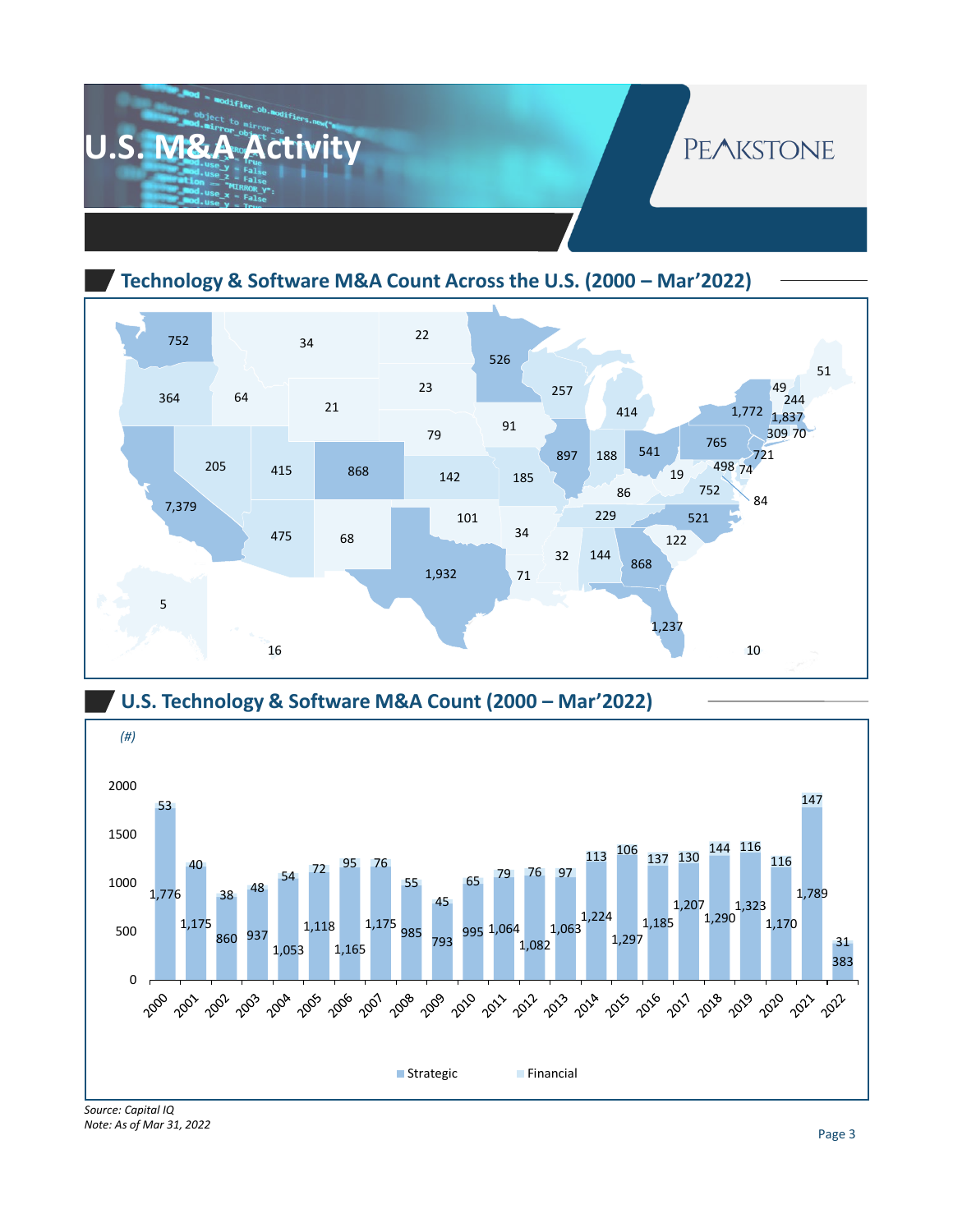# U.S. M&A Activity

## Technology & Software M&A Count Across the U.S. (2000 – Mar'2022)

| State | Count |
|---|---|
| Washington | 752 |
| Oregon | 364 |
| California | 7,379 |
| Idaho | 64 |
| Montana | 34 |
| Wyoming | 21 |
| Nevada | 205 |
| Utah | 415 |
| Colorado | 868 |
| Arizona | 475 |
| New Mexico | 68 |
| North Dakota | 22 |
| South Dakota | 23 |
| Nebraska | 79 |
| Kansas | 142 |
| Oklahoma | 101 |
| Texas | 1,932 |
| Minnesota | 526 |
| Iowa | 91 |
| Missouri | 185 |
| Arkansas | 34 |
| Louisiana | 71 |
| Wisconsin | 257 |
| Illinois | 897 |
| Michigan | 414 |
| Indiana | 188 |
| Ohio | 541 |
| Kentucky | 86 |
| Tennessee | 229 |
| Mississippi | 32 |
| Alabama | 144 |
| Georgia | 868 |
| Florida | 1,237 |
| South Carolina | 122 |
| North Carolina | 521 |
| Virginia | 752 |
| West Virginia | 19 |
| Pennsylvania | 765 |
| New York | 1,772 |
| Maine | 51 |
| Vermont | 49 |
| New Hampshire | 244 |
| Massachusetts | 1,837 |
| Connecticut | 309 |
| Rhode Island | 70 |
| New Jersey | 721 |
| Maryland | 498 |
| Delaware | 74 |
| D.C. | 84 |
| Alaska | 5 |
| Hawaii | 16 |
| Puerto Rico | 10 |

## U.S. Technology & Software M&A Count (2000 – Mar'2022)

(#)

| Year | Strategic | Financial |
|---|---|---|
| 2000 | 1,776 | 53 |
| 2001 | 1,175 | 40 |
| 2002 | 860 | 38 |
| 2003 | 937 | 48 |
| 2004 | 1,053 | 54 |
| 2005 | 1,118 | 72 |
| 2006 | 1,165 | 95 |
| 2007 | 1,175 | 76 |
| 2008 | 985 | 55 |
| 2009 | 793 | 45 |
| 2010 | 995 | 65 |
| 2011 | 1,064 | 79 |
| 2012 | 1,082 | 76 |
| 2013 | 1,063 | 97 |
| 2014 | 1,224 | 113 |
| 2015 | 1,297 | 106 |
| 2016 | 1,185 | 137 |
| 2017 | 1,207 | 130 |
| 2018 | 1,290 | 144 |
| 2019 | 1,323 | 116 |
| 2020 | 1,170 | 116 |
| 2021 | 1,789 | 147 |
| 2022 | 383 | 31 |

*Source: Capital IQ*
*Note: As of Mar 31, 2022*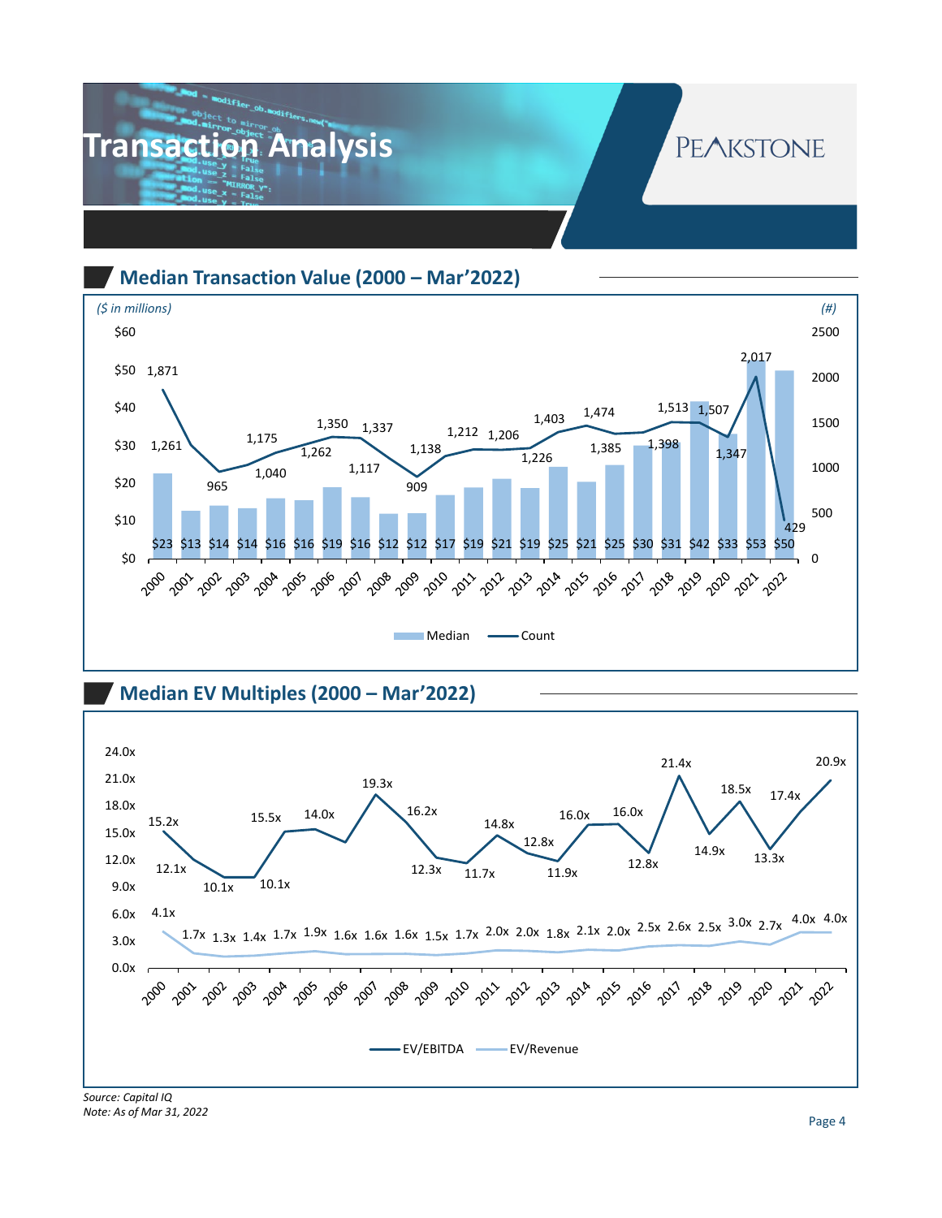# Transaction Analysis

## Median Transaction Value (2000 – Mar'2022)

($ in millions) (#)

| Year | Median ($M) | Count |
|---|---|---|
| 2000 | $23 | 1,871 |
| 2001 | $13 | 1,261 |
| 2002 | $14 | 965 |
| 2003 | $14 | 1,040 |
| 2004 | $16 | 1,175 |
| 2005 | $16 | 1,262 |
| 2006 | $19 | 1,350 |
| 2007 | $16 | 1,337 |
| 2008 | $12 | 1,117 |
| 2009 | $12 | 909 |
| 2010 | $17 | 1,138 |
| 2011 | $19 | 1,212 |
| 2012 | $21 | 1,206 |
| 2013 | $19 | 1,226 |
| 2014 | $25 | 1,403 |
| 2015 | $21 | 1,474 |
| 2016 | $25 | 1,385 |
| 2017 | $30 | 1,398 |
| 2018 | $31 | 1,513 |
| 2019 | $42 | 1,507 |
| 2020 | $33 | 1,347 |
| 2021 | $53 | 2,017 |
| 2022 | $50 | 429 |

## Median EV Multiples (2000 – Mar'2022)

| Year | EV/EBITDA | EV/Revenue |
|---|---|---|
| 2000 | 15.2x | 4.1x |
| 2001 | 12.1x | 1.7x |
| 2002 | 10.1x | 1.3x |
| 2003 | 10.1x | 1.4x |
| 2004 | 15.5x | 1.7x |
| 2005 | | 1.9x |
| 2006 | 14.0x | 1.6x |
| 2007 | 19.3x | 1.6x |
| 2008 | 16.2x | 1.6x |
| 2009 | 12.3x | 1.5x |
| 2010 | 11.7x | 1.7x |
| 2011 | 14.8x | 2.0x |
| 2012 | 12.8x | 2.0x |
| 2013 | 11.9x | 1.8x |
| 2014 | 16.0x | 2.1x |
| 2015 | 16.0x | 2.0x |
| 2016 | 12.8x | 2.5x |
| 2017 | 21.4x | 2.6x |
| 2018 | 14.9x | 2.5x |
| 2019 | 18.5x | 3.0x |
| 2020 | 13.3x | 2.7x |
| 2021 | 17.4x | 4.0x |
| 2022 | 20.9x | 4.0x |

*Source: Capital IQ*
*Note: As of Mar 31, 2022*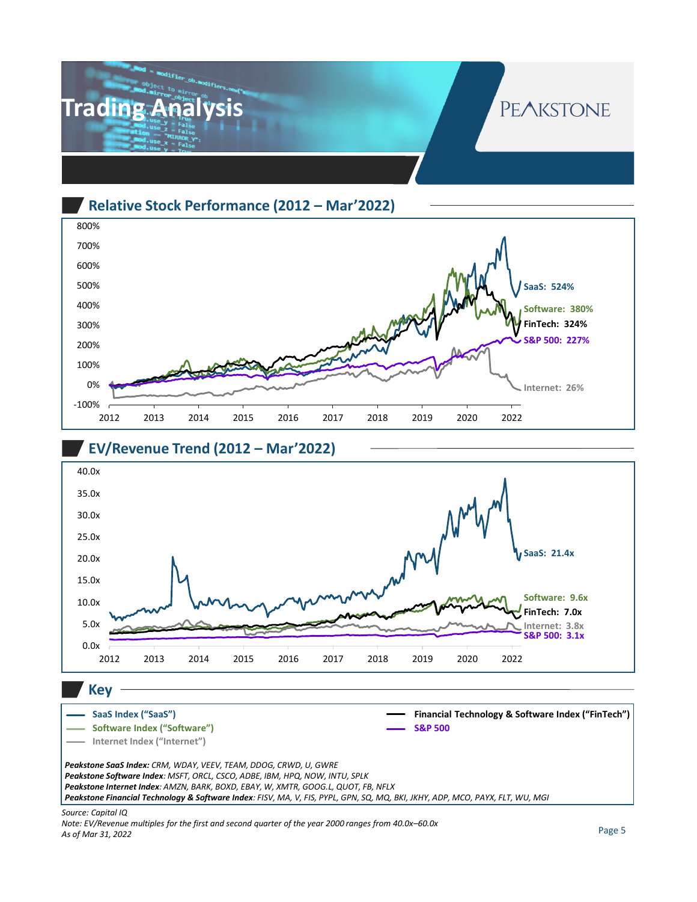# Trading Analysis

PEAKSTONE

## Relative Stock Performance (2012 – Mar'2022)

SaaS: 524%

Software: 380%

FinTech: 324%

S&P 500: 227%

Internet: 26%

## EV/Revenue Trend (2012 – Mar'2022)

SaaS: 21.4x

Software: 9.6x

FinTech: 7.0x

Internet: 3.8x

S&P 500: 3.1x

## Key

- SaaS Index ("SaaS")
- Software Index ("Software")
- Internet Index ("Internet")
- Financial Technology & Software Index ("FinTech")
- S&P 500

***Peakstone SaaS Index:*** *CRM, WDAY, VEEV, TEAM, DDOG, CRWD, U, GWRE*

***Peakstone Software Index****: MSFT, ORCL, CSCO, ADBE, IBM, HPQ, NOW, INTU, SPLK*

***Peakstone Internet Index****: AMZN, BARK, BOXD, EBAY, W, XMTR, GOOG.L, QUOT, FB, NFLX*

***Peakstone Financial Technology & Software Index****: FISV, MA, V, FIS, PYPL, GPN, SQ, MQ, BKI, JKHY, ADP, MCO, PAYX, FLT, WU, MGI*

*Source: Capital IQ*

*Note: EV/Revenue multiples for the first and second quarter of the year 2000 ranges from 40.0x–60.0x*

*As of Mar 31, 2022*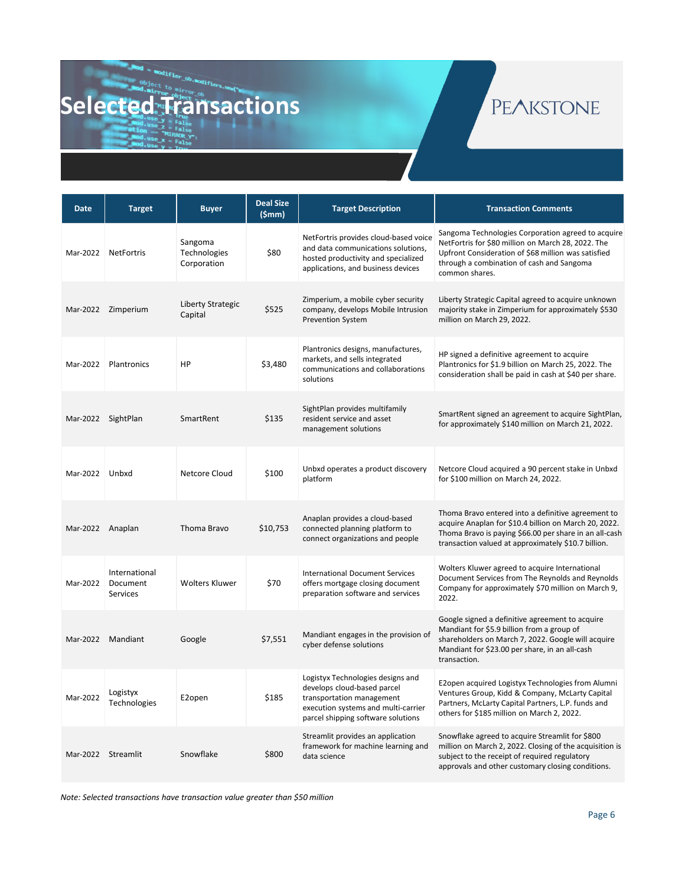# Selected Transactions

PEAKSTONE

| Date | Target | Buyer | Deal Size ($mm) | Target Description | Transaction Comments |
|---|---|---|---|---|---|
| Mar-2022 | NetFortris | Sangoma Technologies Corporation | $80 | NetFortris provides cloud-based voice and data communications solutions, hosted productivity and specialized applications, and business devices | Sangoma Technologies Corporation agreed to acquire NetFortris for $80 million on March 28, 2022. The Upfront Consideration of $68 million was satisfied through a combination of cash and Sangoma common shares. |
| Mar-2022 | Zimperium | Liberty Strategic Capital | $525 | Zimperium, a mobile cyber security company, develops Mobile Intrusion Prevention System | Liberty Strategic Capital agreed to acquire unknown majority stake in Zimperium for approximately $530 million on March 29, 2022. |
| Mar-2022 | Plantronics | HP | $3,480 | Plantronics designs, manufactures, markets, and sells integrated communications and collaborations solutions | HP signed a definitive agreement to acquire Plantronics for $1.9 billion on March 25, 2022. The consideration shall be paid in cash at $40 per share. |
| Mar-2022 | SightPlan | SmartRent | $135 | SightPlan provides multifamily resident service and asset management solutions | SmartRent signed an agreement to acquire SightPlan, for approximately $140 million on March 21, 2022. |
| Mar-2022 | Unbxd | Netcore Cloud | $100 | Unbxd operates a product discovery platform | Netcore Cloud acquired a 90 percent stake in Unbxd for $100 million on March 24, 2022. |
| Mar-2022 | Anaplan | Thoma Bravo | $10,753 | Anaplan provides a cloud-based connected planning platform to connect organizations and people | Thoma Bravo entered into a definitive agreement to acquire Anaplan for $10.4 billion on March 20, 2022. Thoma Bravo is paying $66.00 per share in an all-cash transaction valued at approximately $10.7 billion. |
| Mar-2022 | International Document Services | Wolters Kluwer | $70 | International Document Services offers mortgage closing document preparation software and services | Wolters Kluwer agreed to acquire International Document Services from The Reynolds and Reynolds Company for approximately $70 million on March 9, 2022. |
| Mar-2022 | Mandiant | Google | $7,551 | Mandiant engages in the provision of cyber defense solutions | Google signed a definitive agreement to acquire Mandiant for $5.9 billion from a group of shareholders on March 7, 2022. Google will acquire Mandiant for $23.00 per share, in an all-cash transaction. |
| Mar-2022 | Logistyx Technologies | E2open | $185 | Logistyx Technologies designs and develops cloud-based parcel transportation management execution systems and multi-carrier parcel shipping software solutions | E2open acquired Logistyx Technologies from Alumni Ventures Group, Kidd & Company, McLarty Capital Partners, McLarty Capital Partners, L.P. funds and others for $185 million on March 2, 2022. |
| Mar-2022 | Streamlit | Snowflake | $800 | Streamlit provides an application framework for machine learning and data science | Snowflake agreed to acquire Streamlit for $800 million on March 2, 2022. Closing of the acquisition is subject to the receipt of required regulatory approvals and other customary closing conditions. |

*Note: Selected transactions have transaction value greater than $50 million*